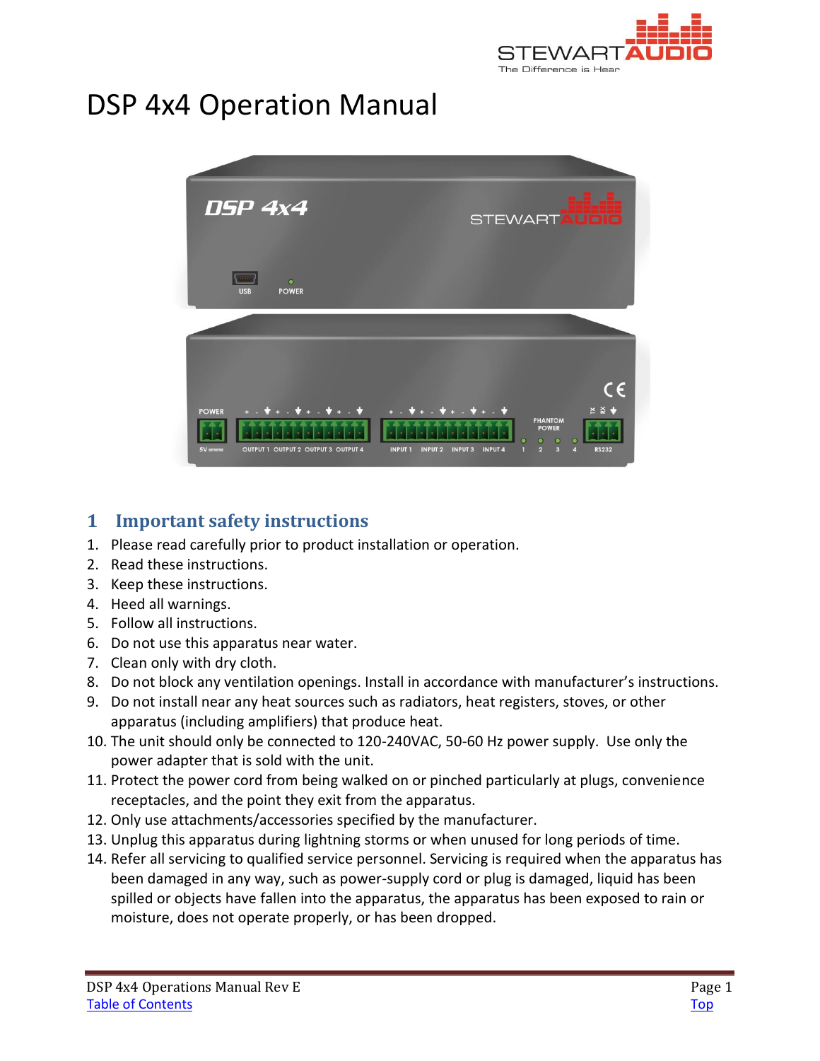# DSP 4x4 Operation Manual

## 1 Important safety instructions

1. Please read carefully prior to product installation or operation.
2. Read these instructions.
3. Keep these instructions.
4. Heed all warnings.
5. Follow all instructions.
6. Do not use this apparatus near water.
7. Clean only with dry cloth.
8. Do not block any ventilation openings. Install in accordance with manufacturer's instructions.
9. Do not install near any heat sources such as radiators, heat registers, stoves, or other apparatus (including amplifiers) that produce heat.
10. The unit should only be connected to 120-240VAC, 50-60 Hz power supply. Use only the power adapter that is sold with the unit.
11. Protect the power cord from being walked on or pinched particularly at plugs, convenience receptacles, and the point they exit from the apparatus.
12. Only use attachments/accessories specified by the manufacturer.
13. Unplug this apparatus during lightning storms or when unused for long periods of time.
14. Refer all servicing to qualified service personnel. Servicing is required when the apparatus has been damaged in any way, such as power-supply cord or plug is damaged, liquid has been spilled or objects have fallen into the apparatus, the apparatus has been exposed to rain or moisture, does not operate properly, or has been dropped.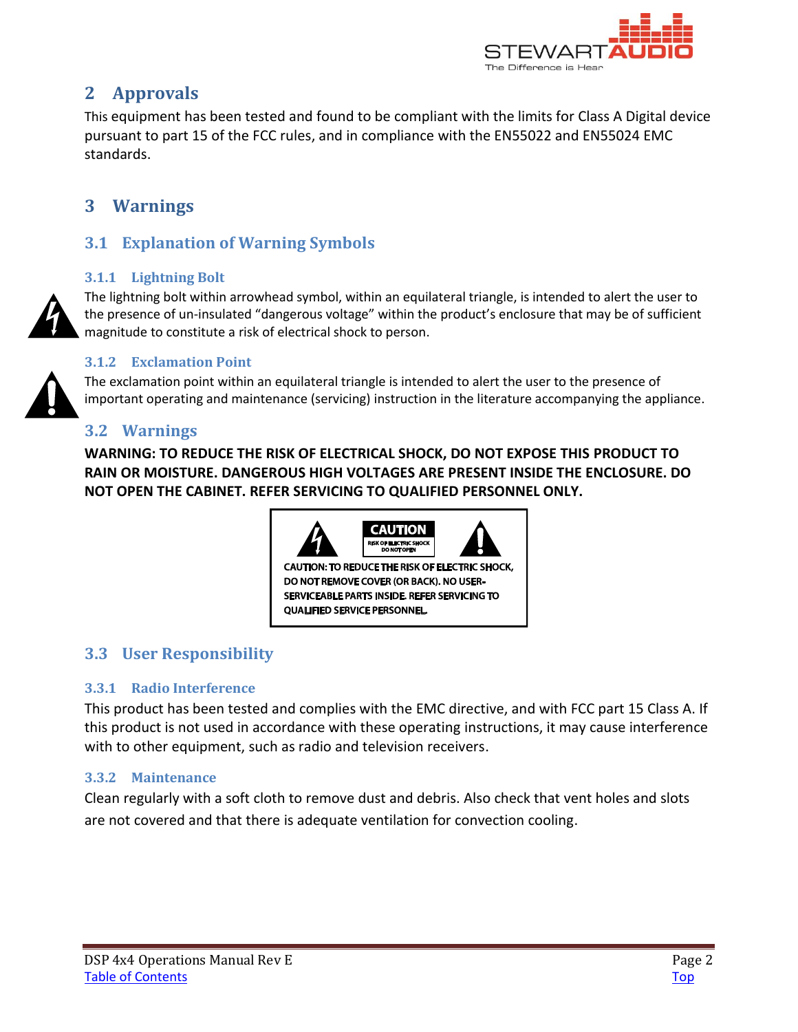## 2 Approvals

This equipment has been tested and found to be compliant with the limits for Class A Digital device pursuant to part 15 of the FCC rules, and in compliance with the EN55022 and EN55024 EMC standards.

## 3 Warnings

### 3.1 Explanation of Warning Symbols

#### 3.1.1 Lightning Bolt

The lightning bolt within arrowhead symbol, within an equilateral triangle, is intended to alert the user to the presence of un-insulated "dangerous voltage" within the product's enclosure that may be of sufficient magnitude to constitute a risk of electrical shock to person.

#### 3.1.2 Exclamation Point

The exclamation point within an equilateral triangle is intended to alert the user to the presence of important operating and maintenance (servicing) instruction in the literature accompanying the appliance.

### 3.2 Warnings

**WARNING: TO REDUCE THE RISK OF ELECTRICAL SHOCK, DO NOT EXPOSE THIS PRODUCT TO RAIN OR MOISTURE. DANGEROUS HIGH VOLTAGES ARE PRESENT INSIDE THE ENCLOSURE. DO NOT OPEN THE CABINET. REFER SERVICING TO QUALIFIED PERSONNEL ONLY.**

CAUTION
RISK OF ELECTRIC SHOCK DO NOT OPEN

CAUTION: TO REDUCE THE RISK OF ELECTRIC SHOCK, DO NOT REMOVE COVER (OR BACK). NO USER-SERVICEABLE PARTS INSIDE. REFER SERVICING TO QUALIFIED SERVICE PERSONNEL.

### 3.3 User Responsibility

#### 3.3.1 Radio Interference

This product has been tested and complies with the EMC directive, and with FCC part 15 Class A. If this product is not used in accordance with these operating instructions, it may cause interference with to other equipment, such as radio and television receivers.

#### 3.3.2 Maintenance

Clean regularly with a soft cloth to remove dust and debris. Also check that vent holes and slots are not covered and that there is adequate ventilation for convection cooling.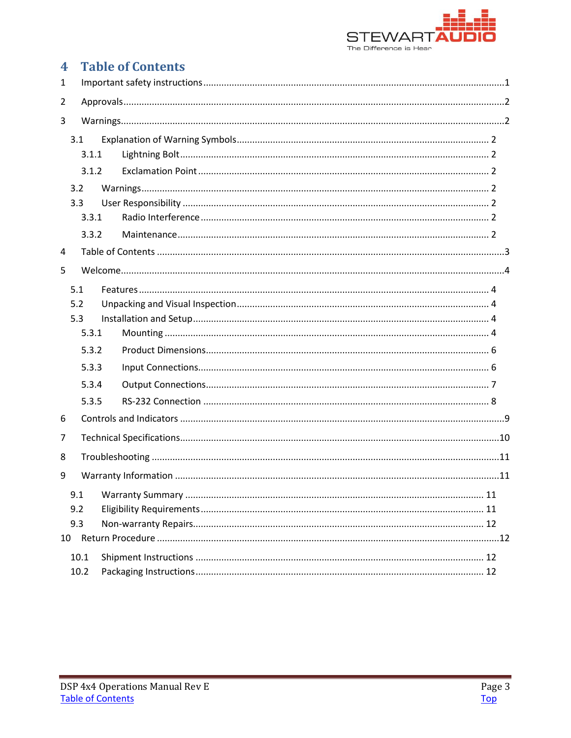# 4 Table of Contents

1 Important safety instructions ........................................................................................................1

2 Approvals ..........................................................................................................................................2

3 Warnings ............................................................................................................................................2

- 3.1 Explanation of Warning Symbols ........................................................................................ 2
  - 3.1.1 Lightning Bolt ..................................................................................................................... 2
  - 3.1.2 Exclamation Point ............................................................................................................. 2
- 3.2 Warnings .................................................................................................................................... 2
- 3.3 User Responsibility ................................................................................................................. 2
  - 3.3.1 Radio Interference ............................................................................................................ 2
  - 3.3.2 Maintenance ...................................................................................................................... 2

4 Table of Contents ............................................................................................................................3

5 Welcome .............................................................................................................................................4

- 5.1 Features ....................................................................................................................................... 4
- 5.2 Unpacking and Visual Inspection ........................................................................................ 4
- 5.3 Installation and Setup ............................................................................................................. 4
  - 5.3.1 Mounting ............................................................................................................................ 4
  - 5.3.2 Product Dimensions ......................................................................................................... 6
  - 5.3.3 Input Connections ............................................................................................................ 6
  - 5.3.4 Output Connections ......................................................................................................... 7
  - 5.3.5 RS-232 Connection ........................................................................................................... 8

6 Controls and Indicators .................................................................................................................9

7 Technical Specifications ...............................................................................................................10

8 Troubleshooting .............................................................................................................................11

9 Warranty Information ...................................................................................................................11

- 9.1 Warranty Summary ................................................................................................................. 11
- 9.2 Eligibility Requirements ........................................................................................................ 11
- 9.3 Non-warranty Repairs ............................................................................................................ 12

10 Return Procedure ........................................................................................................................12

- 10.1 Shipment Instructions .......................................................................................................... 12
- 10.2 Packaging Instructions ......................................................................................................... 12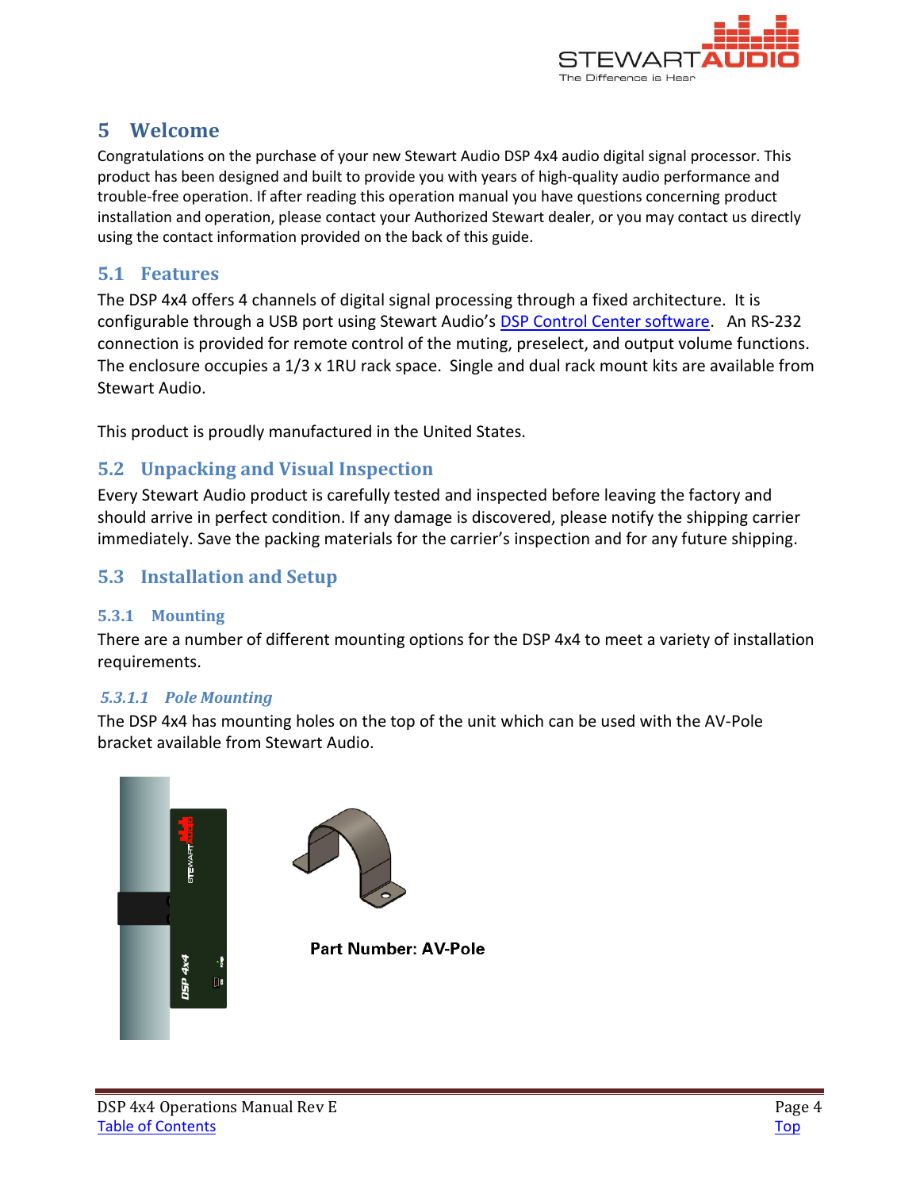# 5 Welcome

Congratulations on the purchase of your new Stewart Audio DSP 4x4 audio digital signal processor. This product has been designed and built to provide you with years of high-quality audio performance and trouble-free operation. If after reading this operation manual you have questions concerning product installation and operation, please contact your Authorized Stewart dealer, or you may contact us directly using the contact information provided on the back of this guide.

## 5.1 Features

The DSP 4x4 offers 4 channels of digital signal processing through a fixed architecture. It is configurable through a USB port using Stewart Audio's DSP Control Center software. An RS-232 connection is provided for remote control of the muting, preselect, and output volume functions. The enclosure occupies a 1/3 x 1RU rack space. Single and dual rack mount kits are available from Stewart Audio.

This product is proudly manufactured in the United States.

## 5.2 Unpacking and Visual Inspection

Every Stewart Audio product is carefully tested and inspected before leaving the factory and should arrive in perfect condition. If any damage is discovered, please notify the shipping carrier immediately. Save the packing materials for the carrier's inspection and for any future shipping.

## 5.3 Installation and Setup

### 5.3.1 Mounting

There are a number of different mounting options for the DSP 4x4 to meet a variety of installation requirements.

#### *5.3.1.1 Pole Mounting*

The DSP 4x4 has mounting holes on the top of the unit which can be used with the AV-Pole bracket available from Stewart Audio.

**Part Number: AV-Pole**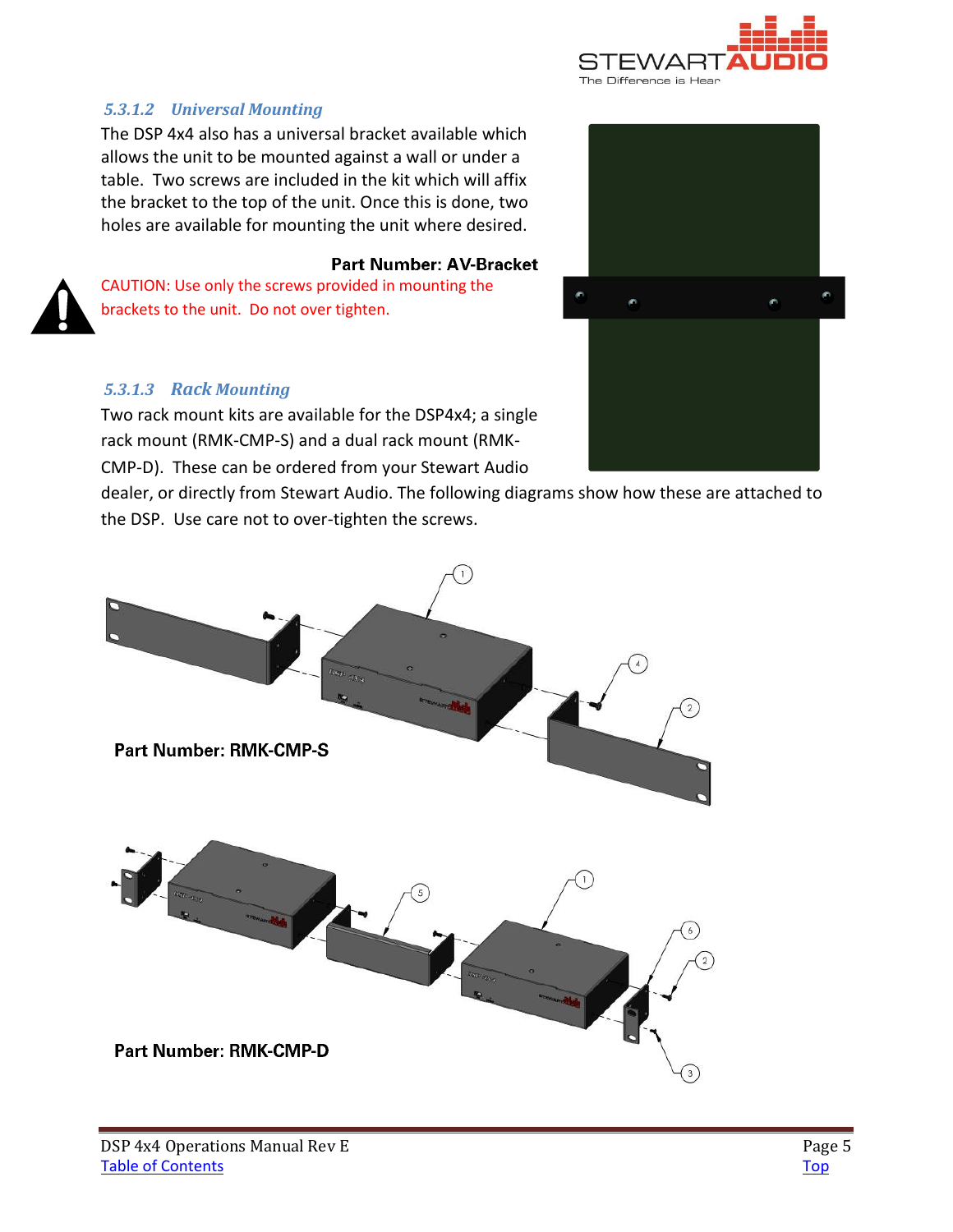### 5.3.1.2 Universal Mounting

The DSP 4x4 also has a universal bracket available which allows the unit to be mounted against a wall or under a table. Two screws are included in the kit which will affix the bracket to the top of the unit. Once this is done, two holes are available for mounting the unit where desired.

**Part Number: AV-Bracket**

CAUTION: Use only the screws provided in mounting the brackets to the unit. Do not over tighten.

### 5.3.1.3 Rack Mounting

Two rack mount kits are available for the DSP4x4; a single rack mount (RMK-CMP-S) and a dual rack mount (RMK-CMP-D). These can be ordered from your Stewart Audio dealer, or directly from Stewart Audio. The following diagrams show how these are attached to the DSP. Use care not to over-tighten the screws.

**Part Number: RMK-CMP-S**

**Part Number: RMK-CMP-D**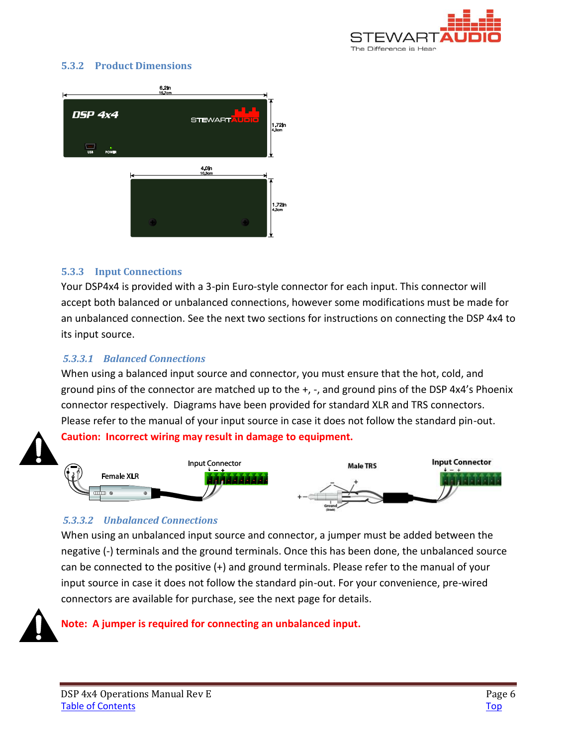### 5.3.2 Product Dimensions

### 5.3.3 Input Connections

Your DSP4x4 is provided with a 3-pin Euro-style connector for each input. This connector will accept both balanced or unbalanced connections, however some modifications must be made for an unbalanced connection. See the next two sections for instructions on connecting the DSP 4x4 to its input source.

#### *5.3.3.1 Balanced Connections*

When using a balanced input source and connector, you must ensure that the hot, cold, and ground pins of the connector are matched up to the +, -, and ground pins of the DSP 4x4's Phoenix connector respectively. Diagrams have been provided for standard XLR and TRS connectors. Please refer to the manual of your input source in case it does not follow the standard pin-out.

**Caution: Incorrect wiring may result in damage to equipment.**

#### *5.3.3.2 Unbalanced Connections*

When using an unbalanced input source and connector, a jumper must be added between the negative (-) terminals and the ground terminals. Once this has been done, the unbalanced source can be connected to the positive (+) and ground terminals. Please refer to the manual of your input source in case it does not follow the standard pin-out. For your convenience, pre-wired connectors are available for purchase, see the next page for details.

**Note: A jumper is required for connecting an unbalanced input.**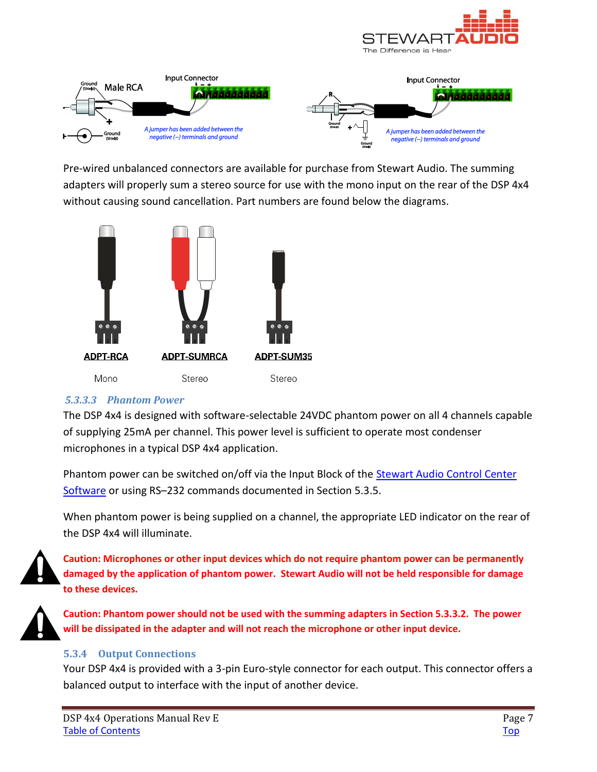Pre-wired unbalanced connectors are available for purchase from Stewart Audio. The summing adapters will properly sum a stereo source for use with the mono input on the rear of the DSP 4x4 without causing sound cancellation. Part numbers are found below the diagrams.

ADPT-RCA — Mono

ADPT-SUMRCA — Stereo

ADPT-SUM35 — Stereo

#### 5.3.3.3 Phantom Power

The DSP 4x4 is designed with software-selectable 24VDC phantom power on all 4 channels capable of supplying 25mA per channel. This power level is sufficient to operate most condenser microphones in a typical DSP 4x4 application.

Phantom power can be switched on/off via the Input Block of the Stewart Audio Control Center Software or using RS–232 commands documented in Section 5.3.5.

When phantom power is being supplied on a channel, the appropriate LED indicator on the rear of the DSP 4x4 will illuminate.

**Caution: Microphones or other input devices which do not require phantom power can be permanently damaged by the application of phantom power. Stewart Audio will not be held responsible for damage to these devices.**

**Caution: Phantom power should not be used with the summing adapters in Section 5.3.3.2. The power will be dissipated in the adapter and will not reach the microphone or other input device.**

### 5.3.4 Output Connections

Your DSP 4x4 is provided with a 3-pin Euro-style connector for each output. This connector offers a balanced output to interface with the input of another device.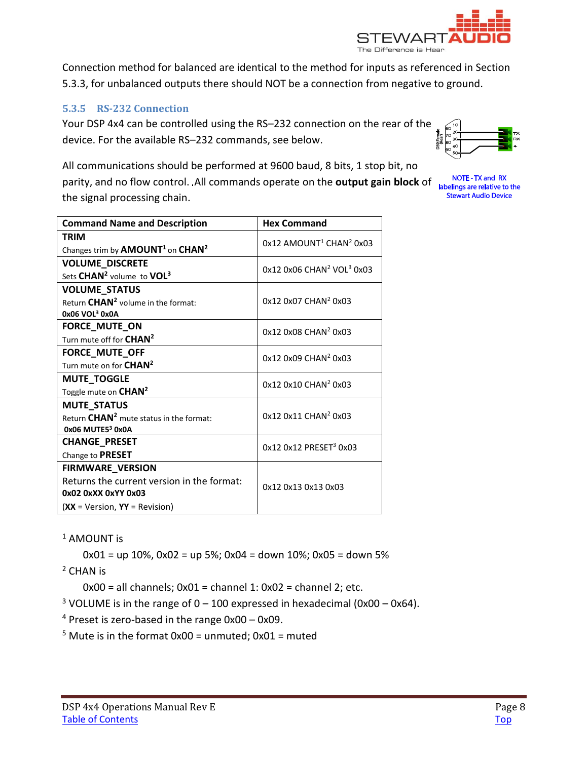Connection method for balanced are identical to the method for inputs as referenced in Section 5.3.3, for unbalanced outputs there should NOT be a connection from negative to ground.

### 5.3.5 RS-232 Connection

Your DSP 4x4 can be controlled using the RS–232 connection on the rear of the device. For the available RS–232 commands, see below.

NOTE - TX and RX labelings are relative to the Stewart Audio Device

All communications should be performed at 9600 baud, 8 bits, 1 stop bit, no parity, and no flow control. .All commands operate on the **output gain block** of the signal processing chain.

| Command Name and Description | Hex Command |
|---|---|
| **TRIM**<br>Changes trim by **AMOUNT**[1] on **CHAN**[2] | 0x12 AMOUNT[1] CHAN[2] 0x03 |
| **VOLUME_DISCRETE**<br>Sets **CHAN**[2] volume to **VOL**[3] | 0x12 0x06 CHAN[2] VOL[3] 0x03 |
| **VOLUME_STATUS**<br>Return **CHAN**[2] volume in the format:<br>**0x06 VOL[3] 0x0A** | 0x12 0x07 CHAN[2] 0x03 |
| **FORCE_MUTE_ON**<br>Turn mute off for **CHAN**[2] | 0x12 0x08 CHAN[2] 0x03 |
| **FORCE_MUTE_OFF**<br>Turn mute on for **CHAN**[2] | 0x12 0x09 CHAN[2] 0x03 |
| **MUTE_TOGGLE**<br>Toggle mute on **CHAN**[2] | 0x12 0x10 CHAN[2] 0x03 |
| **MUTE_STATUS**<br>Return **CHAN**[2] mute status in the format:<br>**0x06 MUTE5[3] 0x0A** | 0x12 0x11 CHAN[2] 0x03 |
| **CHANGE_PRESET**<br>Change to **PRESET** | 0x12 0x12 PRESET[3] 0x03 |
| **FIRMWARE_VERSION**<br>Returns the current version in the format:<br>**0x02 0xXX 0xYY 0x03**<br>(**XX** = Version, **YY** = Revision) | 0x12 0x13 0x13 0x03 |

[1] AMOUNT is

0x01 = up 10%, 0x02 = up 5%; 0x04 = down 10%; 0x05 = down 5%

[2] CHAN is

0x00 = all channels; 0x01 = channel 1: 0x02 = channel 2; etc.

[3] VOLUME is in the range of 0 – 100 expressed in hexadecimal (0x00 – 0x64).

[4] Preset is zero-based in the range 0x00 – 0x09.

[5] Mute is in the format 0x00 = unmuted; 0x01 = muted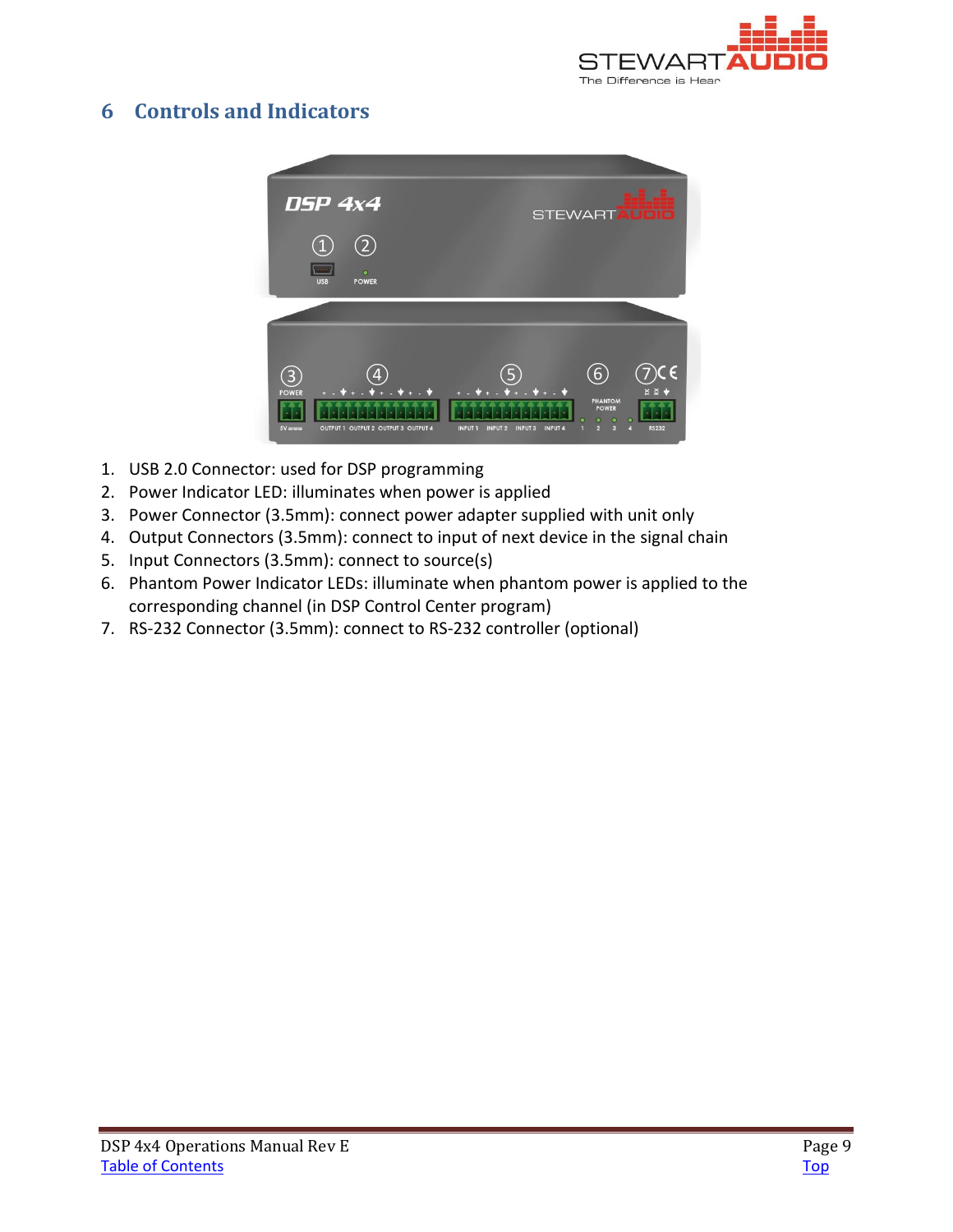# 6 Controls and Indicators

1. USB 2.0 Connector: used for DSP programming
2. Power Indicator LED: illuminates when power is applied
3. Power Connector (3.5mm): connect power adapter supplied with unit only
4. Output Connectors (3.5mm): connect to input of next device in the signal chain
5. Input Connectors (3.5mm): connect to source(s)
6. Phantom Power Indicator LEDs: illuminate when phantom power is applied to the corresponding channel (in DSP Control Center program)
7. RS-232 Connector (3.5mm): connect to RS-232 controller (optional)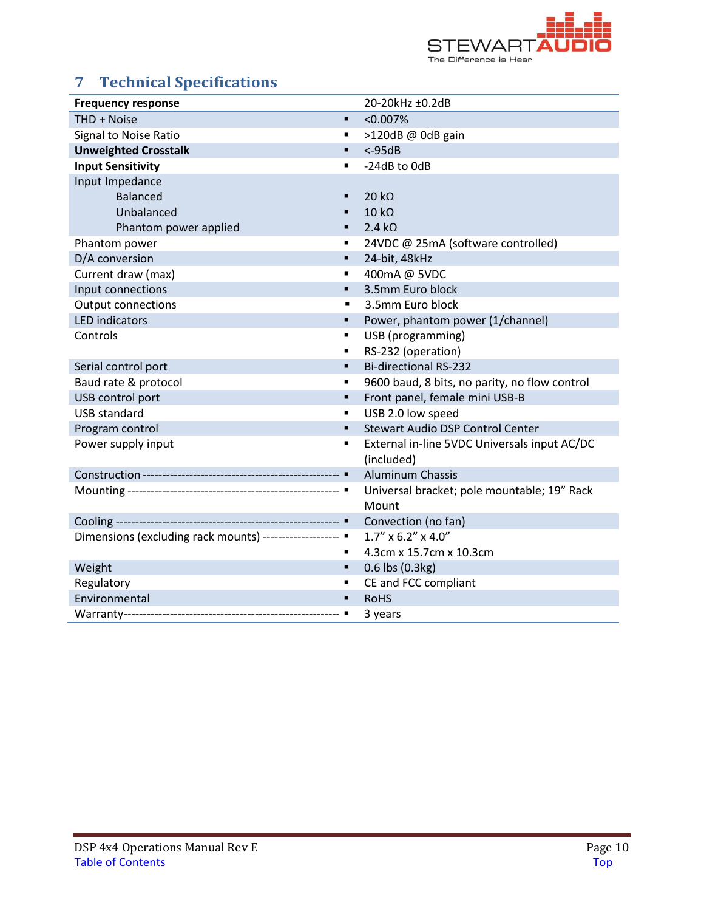## 7 Technical Specifications

| Specification | Value |
| --- | --- |
| **Frequency response** | 20-20kHz ±0.2dB |
| THD + Noise | <0.007% |
| Signal to Noise Ratio | >120dB @ 0dB gain |
| **Unweighted Crosstalk** | <-95dB |
| **Input Sensitivity** | -24dB to 0dB |
| Input Impedance | |
| Balanced | 20 kΩ |
| Unbalanced | 10 kΩ |
| Phantom power applied | 2.4 kΩ |
| Phantom power | 24VDC @ 25mA (software controlled) |
| D/A conversion | 24-bit, 48kHz |
| Current draw (max) | 400mA @ 5VDC |
| Input connections | 3.5mm Euro block |
| Output connections | 3.5mm Euro block |
| LED indicators | Power, phantom power (1/channel) |
| Controls | USB (programming)<br>RS-232 (operation) |
| Serial control port | Bi-directional RS-232 |
| Baud rate & protocol | 9600 baud, 8 bits, no parity, no flow control |
| USB control port | Front panel, female mini USB-B |
| USB standard | USB 2.0 low speed |
| Program control | Stewart Audio DSP Control Center |
| Power supply input | External in-line 5VDC Universals input AC/DC (included) |
| Construction | Aluminum Chassis |
| Mounting | Universal bracket; pole mountable; 19" Rack Mount |
| Cooling | Convection (no fan) |
| Dimensions (excluding rack mounts) | 1.7" x 6.2" x 4.0"<br>4.3cm x 15.7cm x 10.3cm |
| Weight | 0.6 lbs (0.3kg) |
| Regulatory | CE and FCC compliant |
| Environmental | RoHS |
| Warranty | 3 years |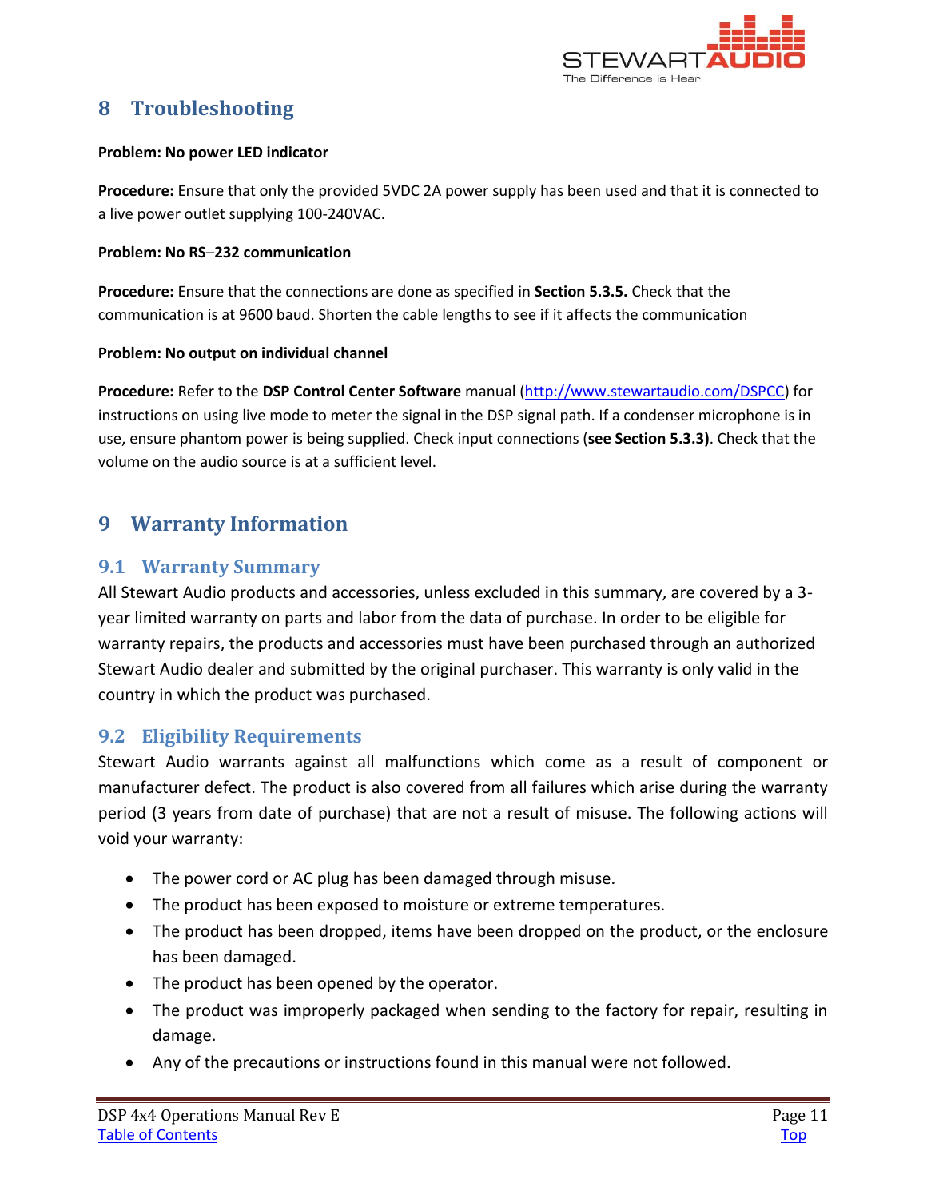# 8 Troubleshooting

**Problem: No power LED indicator**

**Procedure:** Ensure that only the provided 5VDC 2A power supply has been used and that it is connected to a live power outlet supplying 100-240VAC.

**Problem: No RS–232 communication**

**Procedure:** Ensure that the connections are done as specified in **Section 5.3.5.** Check that the communication is at 9600 baud. Shorten the cable lengths to see if it affects the communication

**Problem: No output on individual channel**

**Procedure:** Refer to the **DSP Control Center Software** manual (http://www.stewartaudio.com/DSPCC) for instructions on using live mode to meter the signal in the DSP signal path. If a condenser microphone is in use, ensure phantom power is being supplied. Check input connections (**see Section 5.3.3)**. Check that the volume on the audio source is at a sufficient level.

# 9 Warranty Information

## 9.1 Warranty Summary

All Stewart Audio products and accessories, unless excluded in this summary, are covered by a 3-year limited warranty on parts and labor from the data of purchase. In order to be eligible for warranty repairs, the products and accessories must have been purchased through an authorized Stewart Audio dealer and submitted by the original purchaser. This warranty is only valid in the country in which the product was purchased.

## 9.2 Eligibility Requirements

Stewart Audio warrants against all malfunctions which come as a result of component or manufacturer defect. The product is also covered from all failures which arise during the warranty period (3 years from date of purchase) that are not a result of misuse. The following actions will void your warranty:

- The power cord or AC plug has been damaged through misuse.
- The product has been exposed to moisture or extreme temperatures.
- The product has been dropped, items have been dropped on the product, or the enclosure has been damaged.
- The product has been opened by the operator.
- The product was improperly packaged when sending to the factory for repair, resulting in damage.
- Any of the precautions or instructions found in this manual were not followed.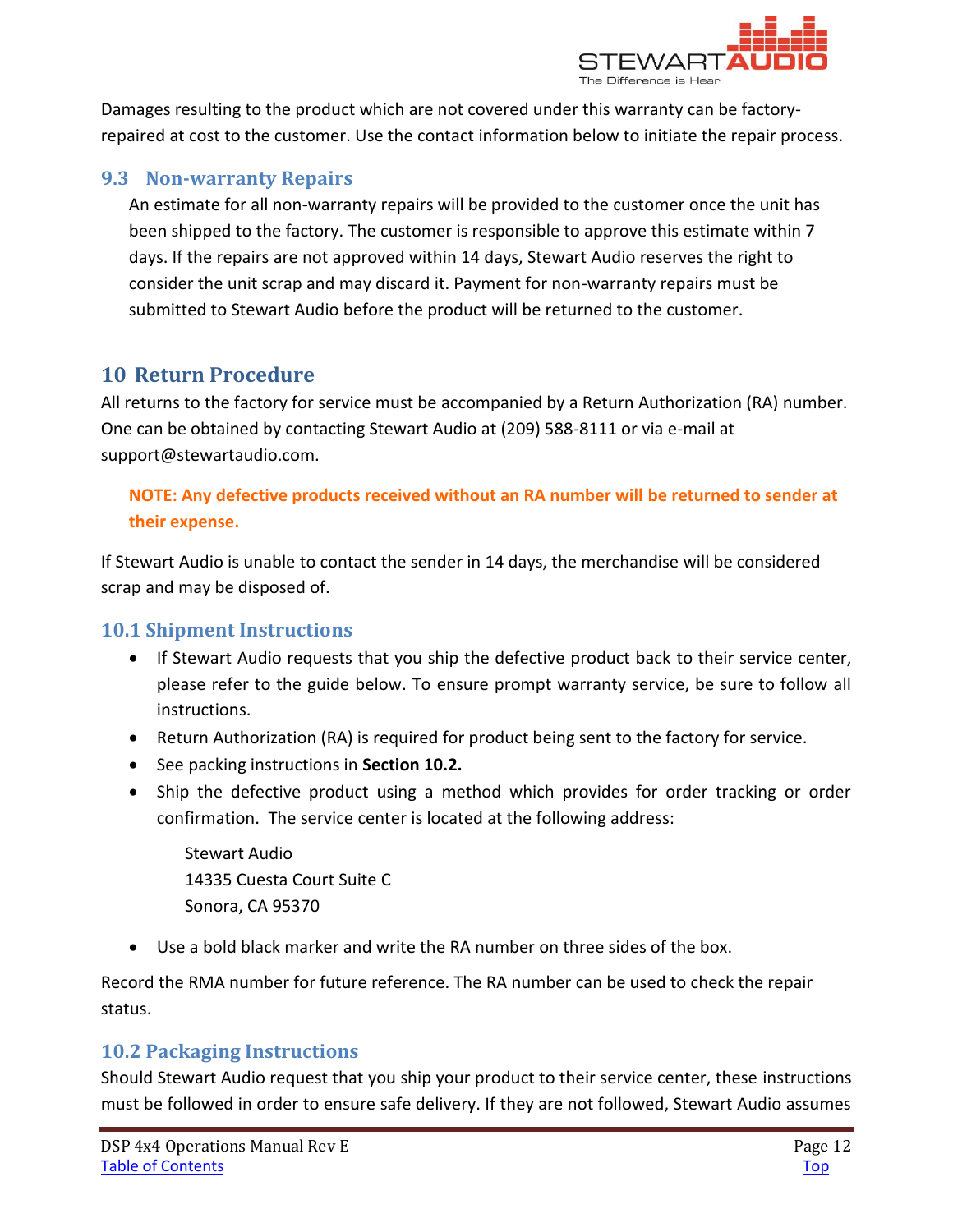Damages resulting to the product which are not covered under this warranty can be factory-repaired at cost to the customer. Use the contact information below to initiate the repair process.

### 9.3 Non-warranty Repairs

An estimate for all non-warranty repairs will be provided to the customer once the unit has been shipped to the factory. The customer is responsible to approve this estimate within 7 days. If the repairs are not approved within 14 days, Stewart Audio reserves the right to consider the unit scrap and may discard it. Payment for non-warranty repairs must be submitted to Stewart Audio before the product will be returned to the customer.

## 10 Return Procedure

All returns to the factory for service must be accompanied by a Return Authorization (RA) number. One can be obtained by contacting Stewart Audio at (209) 588-8111 or via e-mail at support@stewartaudio.com.

**NOTE: Any defective products received without an RA number will be returned to sender at their expense.**

If Stewart Audio is unable to contact the sender in 14 days, the merchandise will be considered scrap and may be disposed of.

### 10.1 Shipment Instructions

- If Stewart Audio requests that you ship the defective product back to their service center, please refer to the guide below. To ensure prompt warranty service, be sure to follow all instructions.
- Return Authorization (RA) is required for product being sent to the factory for service.
- See packing instructions in **Section 10.2.**
- Ship the defective product using a method which provides for order tracking or order confirmation. The service center is located at the following address:

  Stewart Audio
  14335 Cuesta Court Suite C
  Sonora, CA 95370

- Use a bold black marker and write the RA number on three sides of the box.

Record the RMA number for future reference. The RA number can be used to check the repair status.

### 10.2 Packaging Instructions

Should Stewart Audio request that you ship your product to their service center, these instructions must be followed in order to ensure safe delivery. If they are not followed, Stewart Audio assumes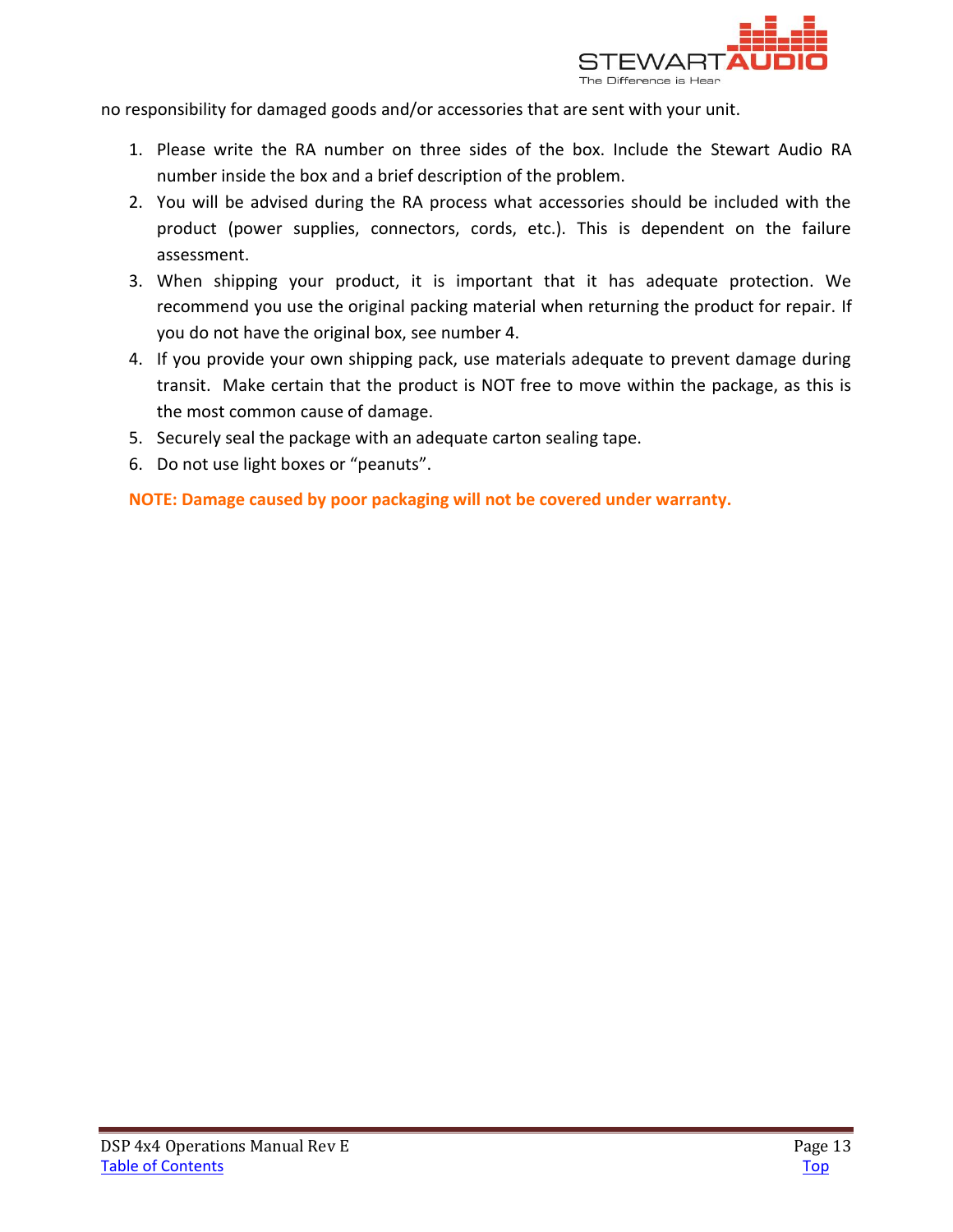no responsibility for damaged goods and/or accessories that are sent with your unit.

1. Please write the RA number on three sides of the box. Include the Stewart Audio RA number inside the box and a brief description of the problem.
2. You will be advised during the RA process what accessories should be included with the product (power supplies, connectors, cords, etc.). This is dependent on the failure assessment.
3. When shipping your product, it is important that it has adequate protection. We recommend you use the original packing material when returning the product for repair. If you do not have the original box, see number 4.
4. If you provide your own shipping pack, use materials adequate to prevent damage during transit. Make certain that the product is NOT free to move within the package, as this is the most common cause of damage.
5. Securely seal the package with an adequate carton sealing tape.
6. Do not use light boxes or "peanuts".

**NOTE: Damage caused by poor packaging will not be covered under warranty.**